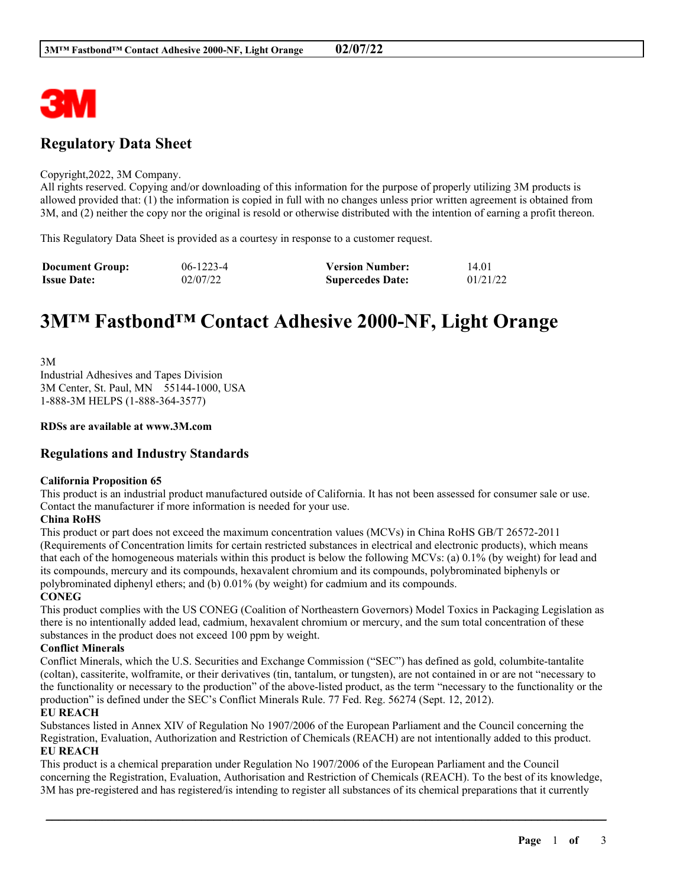# Regulatory Data Sheet

Copyright,2022, 3M Company.
All rights reserved. Copying and/or downloading of this information for the purpose of properly utilizing 3M products is allowed provided that: (1) the information is copied in full with no changes unless prior written agreement is obtained from 3M, and (2) neither the copy nor the original is resold or otherwise distributed with the intention of earning a profit thereon.

This Regulatory Data Sheet is provided as a courtesy in response to a customer request.

| **Document Group:** | 06-1223-4 | **Version Number:** | 14.01 |
|---|---|---|---|
| **Issue Date:** | 02/07/22 | **Supercedes Date:** | 01/21/22 |

# 3M™ Fastbond™ Contact Adhesive 2000-NF, Light Orange

3M
Industrial Adhesives and Tapes Division
3M Center, St. Paul, MN 55144-1000, USA
1-888-3M HELPS (1-888-364-3577)

**RDSs are available at www.3M.com**

## Regulations and Industry Standards

**California Proposition 65**
This product is an industrial product manufactured outside of California. It has not been assessed for consumer sale or use. Contact the manufacturer if more information is needed for your use.

**China RoHS**
This product or part does not exceed the maximum concentration values (MCVs) in China RoHS GB/T 26572-2011 (Requirements of Concentration limits for certain restricted substances in electrical and electronic products), which means that each of the homogeneous materials within this product is below the following MCVs: (a) 0.1% (by weight) for lead and its compounds, mercury and its compounds, hexavalent chromium and its compounds, polybrominated biphenyls or polybrominated diphenyl ethers; and (b) 0.01% (by weight) for cadmium and its compounds.

**CONEG**
This product complies with the US CONEG (Coalition of Northeastern Governors) Model Toxics in Packaging Legislation as there is no intentionally added lead, cadmium, hexavalent chromium or mercury, and the sum total concentration of these substances in the product does not exceed 100 ppm by weight.

**Conflict Minerals**
Conflict Minerals, which the U.S. Securities and Exchange Commission ("SEC") has defined as gold, columbite-tantalite (coltan), cassiterite, wolframite, or their derivatives (tin, tantalum, or tungsten), are not contained in or are not "necessary to the functionality or necessary to the production" of the above-listed product, as the term "necessary to the functionality or the production" is defined under the SEC's Conflict Minerals Rule. 77 Fed. Reg. 56274 (Sept. 12, 2012).

**EU REACH**
Substances listed in Annex XIV of Regulation No 1907/2006 of the European Parliament and the Council concerning the Registration, Evaluation, Authorization and Restriction of Chemicals (REACH) are not intentionally added to this product.

**EU REACH**
This product is a chemical preparation under Regulation No 1907/2006 of the European Parliament and the Council concerning the Registration, Evaluation, Authorisation and Restriction of Chemicals (REACH). To the best of its knowledge, 3M has pre-registered and has registered/is intending to register all substances of its chemical preparations that it currently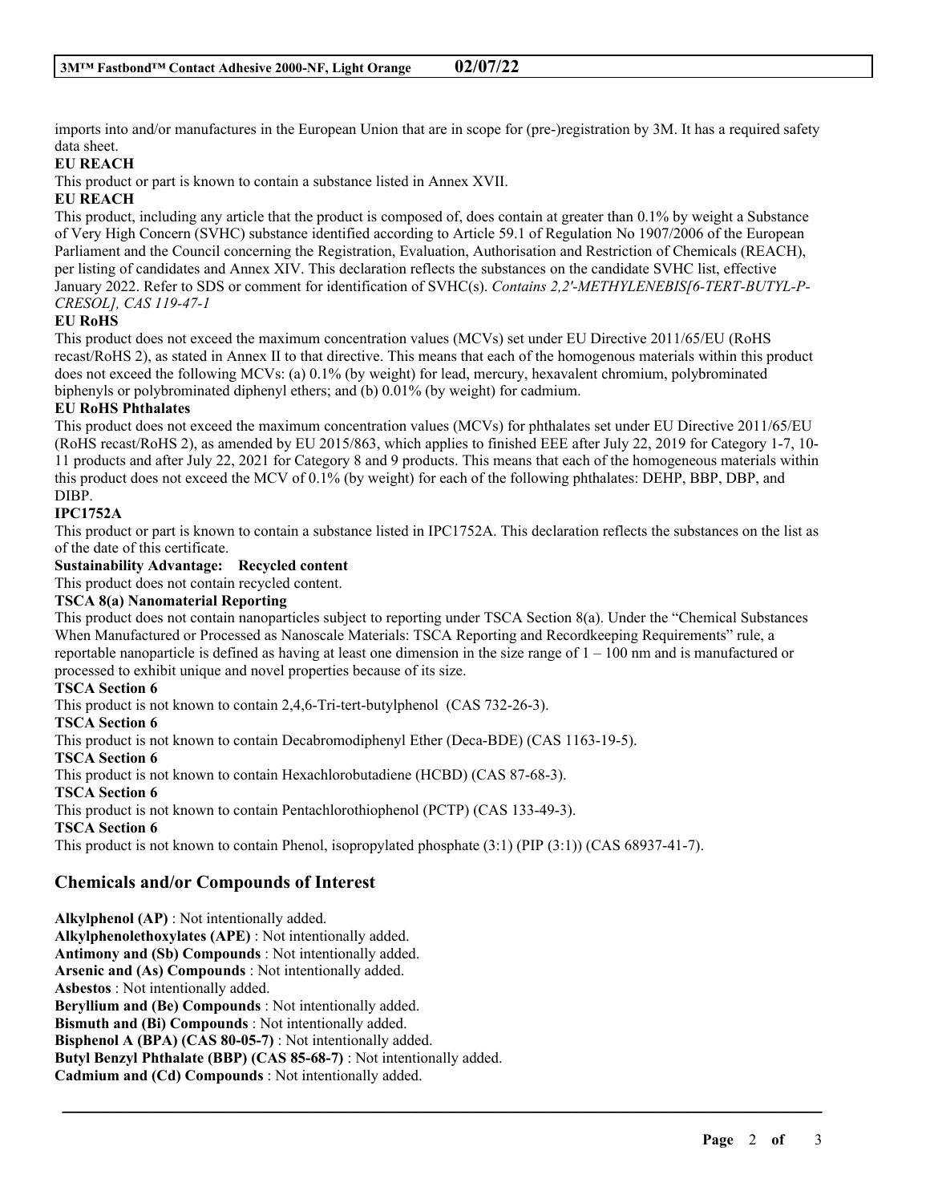imports into and/or manufactures in the European Union that are in scope for (pre-)registration by 3M. It has a required safety data sheet.

**EU REACH**

This product or part is known to contain a substance listed in Annex XVII.

**EU REACH**

This product, including any article that the product is composed of, does contain at greater than 0.1% by weight a Substance of Very High Concern (SVHC) substance identified according to Article 59.1 of Regulation No 1907/2006 of the European Parliament and the Council concerning the Registration, Evaluation, Authorisation and Restriction of Chemicals (REACH), per listing of candidates and Annex XIV. This declaration reflects the substances on the candidate SVHC list, effective January 2022. Refer to SDS or comment for identification of SVHC(s). *Contains 2,2'-METHYLENEBIS[6-TERT-BUTYL-P-CRESOL], CAS 119-47-1*

**EU RoHS**

This product does not exceed the maximum concentration values (MCVs) set under EU Directive 2011/65/EU (RoHS recast/RoHS 2), as stated in Annex II to that directive. This means that each of the homogenous materials within this product does not exceed the following MCVs: (a) 0.1% (by weight) for lead, mercury, hexavalent chromium, polybrominated biphenyls or polybrominated diphenyl ethers; and (b) 0.01% (by weight) for cadmium.

**EU RoHS Phthalates**

This product does not exceed the maximum concentration values (MCVs) for phthalates set under EU Directive 2011/65/EU (RoHS recast/RoHS 2), as amended by EU 2015/863, which applies to finished EEE after July 22, 2019 for Category 1-7, 10-11 products and after July 22, 2021 for Category 8 and 9 products. This means that each of the homogeneous materials within this product does not exceed the MCV of 0.1% (by weight) for each of the following phthalates: DEHP, BBP, DBP, and DIBP.

**IPC1752A**

This product or part is known to contain a substance listed in IPC1752A. This declaration reflects the substances on the list as of the date of this certificate.

**Sustainability Advantage: Recycled content**

This product does not contain recycled content.

**TSCA 8(a) Nanomaterial Reporting**

This product does not contain nanoparticles subject to reporting under TSCA Section 8(a). Under the "Chemical Substances When Manufactured or Processed as Nanoscale Materials: TSCA Reporting and Recordkeeping Requirements" rule, a reportable nanoparticle is defined as having at least one dimension in the size range of 1 – 100 nm and is manufactured or processed to exhibit unique and novel properties because of its size.

**TSCA Section 6**

This product is not known to contain 2,4,6-Tri-tert-butylphenol (CAS 732-26-3).

**TSCA Section 6**

This product is not known to contain Decabromodiphenyl Ether (Deca-BDE) (CAS 1163-19-5).

**TSCA Section 6**

This product is not known to contain Hexachlorobutadiene (HCBD) (CAS 87-68-3).

**TSCA Section 6**

This product is not known to contain Pentachlorothiophenol (PCTP) (CAS 133-49-3).

**TSCA Section 6**

This product is not known to contain Phenol, isopropylated phosphate (3:1) (PIP (3:1)) (CAS 68937-41-7).

## Chemicals and/or Compounds of Interest

**Alkylphenol (AP)** : Not intentionally added.
**Alkylphenolethoxylates (APE)** : Not intentionally added.
**Antimony and (Sb) Compounds** : Not intentionally added.
**Arsenic and (As) Compounds** : Not intentionally added.
**Asbestos** : Not intentionally added.
**Beryllium and (Be) Compounds** : Not intentionally added.
**Bismuth and (Bi) Compounds** : Not intentionally added.
**Bisphenol A (BPA) (CAS 80-05-7)** : Not intentionally added.
**Butyl Benzyl Phthalate (BBP) (CAS 85-68-7)** : Not intentionally added.
**Cadmium and (Cd) Compounds** : Not intentionally added.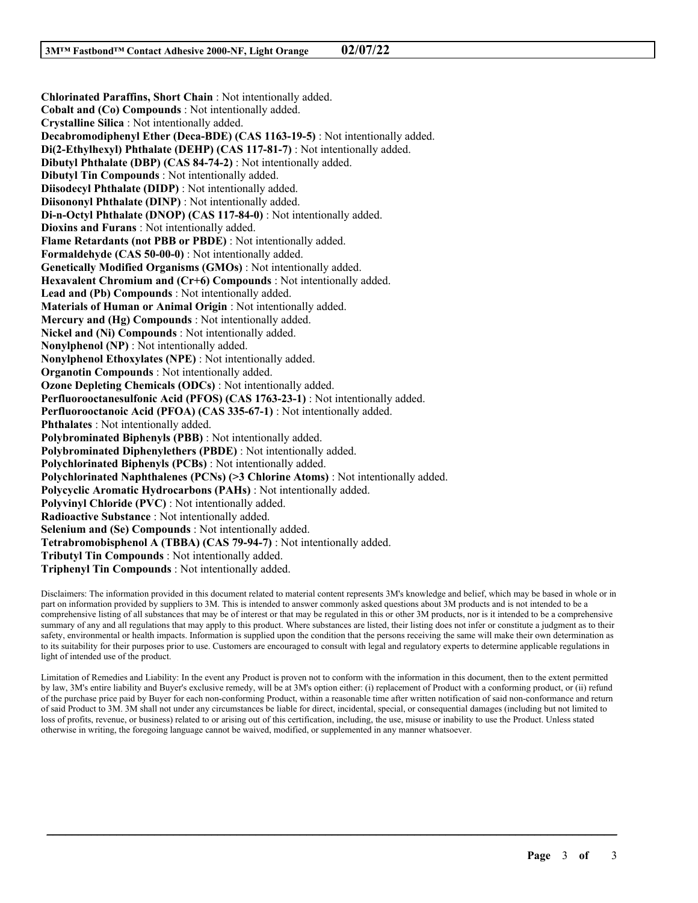**Chlorinated Paraffins, Short Chain** : Not intentionally added.
**Cobalt and (Co) Compounds** : Not intentionally added.
**Crystalline Silica** : Not intentionally added.
**Decabromodiphenyl Ether (Deca-BDE) (CAS 1163-19-5)** : Not intentionally added.
**Di(2-Ethylhexyl) Phthalate (DEHP) (CAS 117-81-7)** : Not intentionally added.
**Dibutyl Phthalate (DBP) (CAS 84-74-2)** : Not intentionally added.
**Dibutyl Tin Compounds** : Not intentionally added.
**Diisodecyl Phthalate (DIDP)** : Not intentionally added.
**Diisononyl Phthalate (DINP)** : Not intentionally added.
**Di-n-Octyl Phthalate (DNOP) (CAS 117-84-0)** : Not intentionally added.
**Dioxins and Furans** : Not intentionally added.
**Flame Retardants (not PBB or PBDE)** : Not intentionally added.
**Formaldehyde (CAS 50-00-0)** : Not intentionally added.
**Genetically Modified Organisms (GMOs)** : Not intentionally added.
**Hexavalent Chromium and (Cr+6) Compounds** : Not intentionally added.
**Lead and (Pb) Compounds** : Not intentionally added.
**Materials of Human or Animal Origin** : Not intentionally added.
**Mercury and (Hg) Compounds** : Not intentionally added.
**Nickel and (Ni) Compounds** : Not intentionally added.
**Nonylphenol (NP)** : Not intentionally added.
**Nonylphenol Ethoxylates (NPE)** : Not intentionally added.
**Organotin Compounds** : Not intentionally added.
**Ozone Depleting Chemicals (ODCs)** : Not intentionally added.
**Perfluorooctanesulfonic Acid (PFOS) (CAS 1763-23-1)** : Not intentionally added.
**Perfluorooctanoic Acid (PFOA) (CAS 335-67-1)** : Not intentionally added.
**Phthalates** : Not intentionally added.
**Polybrominated Biphenyls (PBB)** : Not intentionally added.
**Polybrominated Diphenylethers (PBDE)** : Not intentionally added.
**Polychlorinated Biphenyls (PCBs)** : Not intentionally added.
**Polychlorinated Naphthalenes (PCNs) (>3 Chlorine Atoms)** : Not intentionally added.
**Polycyclic Aromatic Hydrocarbons (PAHs)** : Not intentionally added.
**Polyvinyl Chloride (PVC)** : Not intentionally added.
**Radioactive Substance** : Not intentionally added.
**Selenium and (Se) Compounds** : Not intentionally added.
**Tetrabromobisphenol A (TBBA) (CAS 79-94-7)** : Not intentionally added.
**Tributyl Tin Compounds** : Not intentionally added.
**Triphenyl Tin Compounds** : Not intentionally added.

Disclaimers: The information provided in this document related to material content represents 3M's knowledge and belief, which may be based in whole or in part on information provided by suppliers to 3M. This is intended to answer commonly asked questions about 3M products and is not intended to be a comprehensive listing of all substances that may be of interest or that may be regulated in this or other 3M products, nor is it intended to be a comprehensive summary of any and all regulations that may apply to this product. Where substances are listed, their listing does not infer or constitute a judgment as to their safety, environmental or health impacts. Information is supplied upon the condition that the persons receiving the same will make their own determination as to its suitability for their purposes prior to use. Customers are encouraged to consult with legal and regulatory experts to determine applicable regulations in light of intended use of the product.

Limitation of Remedies and Liability: In the event any Product is proven not to conform with the information in this document, then to the extent permitted by law, 3M's entire liability and Buyer's exclusive remedy, will be at 3M's option either: (i) replacement of Product with a conforming product, or (ii) refund of the purchase price paid by Buyer for each non-conforming Product, within a reasonable time after written notification of said non-conformance and return of said Product to 3M. 3M shall not under any circumstances be liable for direct, incidental, special, or consequential damages (including but not limited to loss of profits, revenue, or business) related to or arising out of this certification, including, the use, misuse or inability to use the Product. Unless stated otherwise in writing, the foregoing language cannot be waived, modified, or supplemented in any manner whatsoever.